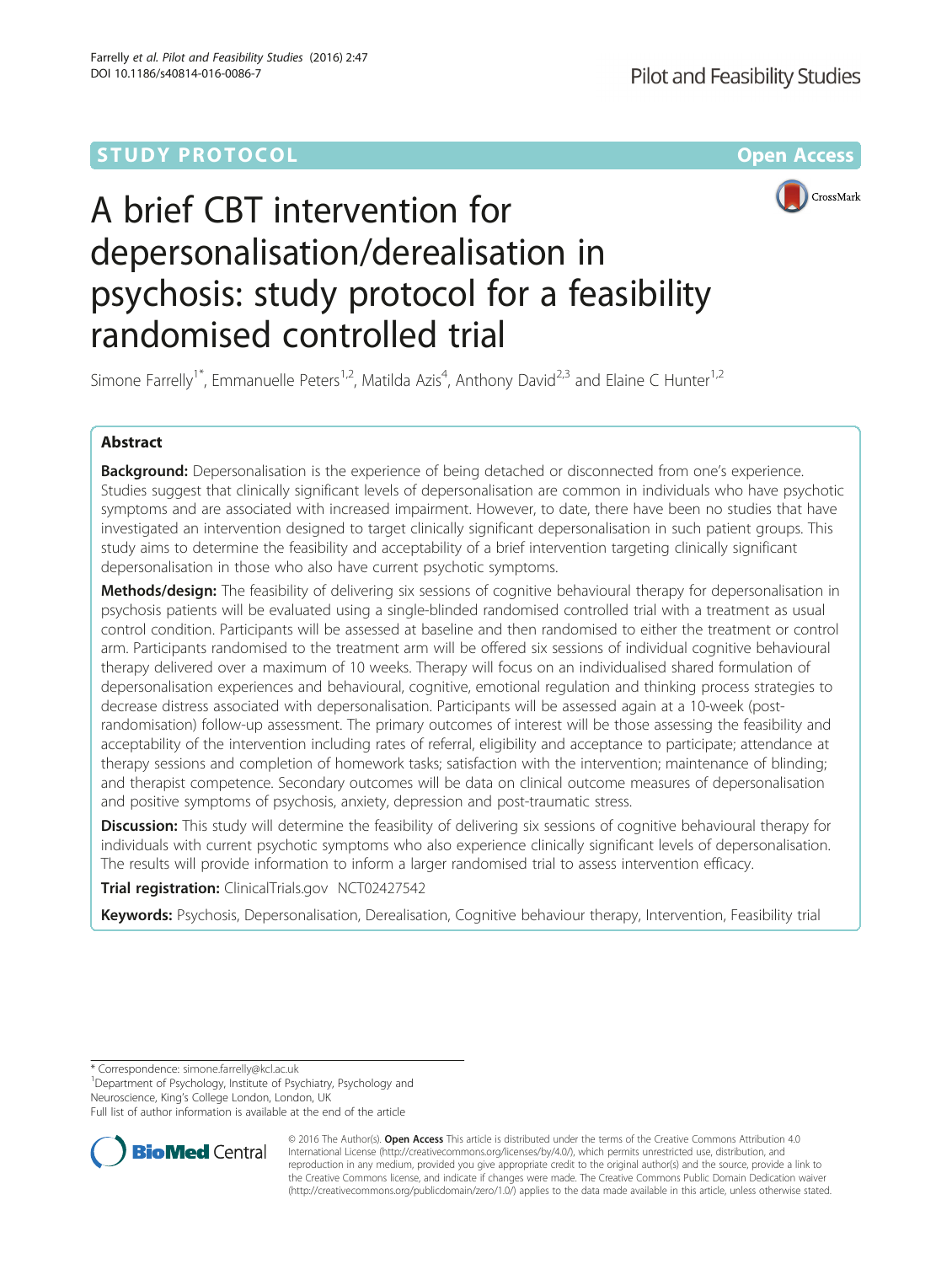STUDY PROTOCOL

Open Access

# A brief CBT intervention for depersonalisation/derealisation in psychosis: study protocol for a feasibility randomised controlled trial

Simone Farrelly[1*], Emmanuelle Peters[1,2], Matilda Azis[4], Anthony David[2,3] and Elaine C Hunter[1,2]

## Abstract

**Background:** Depersonalisation is the experience of being detached or disconnected from one's experience. Studies suggest that clinically significant levels of depersonalisation are common in individuals who have psychotic symptoms and are associated with increased impairment. However, to date, there have been no studies that have investigated an intervention designed to target clinically significant depersonalisation in such patient groups. This study aims to determine the feasibility and acceptability of a brief intervention targeting clinically significant depersonalisation in those who also have current psychotic symptoms.

**Methods/design:** The feasibility of delivering six sessions of cognitive behavioural therapy for depersonalisation in psychosis patients will be evaluated using a single-blinded randomised controlled trial with a treatment as usual control condition. Participants will be assessed at baseline and then randomised to either the treatment or control arm. Participants randomised to the treatment arm will be offered six sessions of individual cognitive behavioural therapy delivered over a maximum of 10 weeks. Therapy will focus on an individualised shared formulation of depersonalisation experiences and behavioural, cognitive, emotional regulation and thinking process strategies to decrease distress associated with depersonalisation. Participants will be assessed again at a 10-week (post-randomisation) follow-up assessment. The primary outcomes of interest will be those assessing the feasibility and acceptability of the intervention including rates of referral, eligibility and acceptance to participate; attendance at therapy sessions and completion of homework tasks; satisfaction with the intervention; maintenance of blinding; and therapist competence. Secondary outcomes will be data on clinical outcome measures of depersonalisation and positive symptoms of psychosis, anxiety, depression and post-traumatic stress.

**Discussion:** This study will determine the feasibility of delivering six sessions of cognitive behavioural therapy for individuals with current psychotic symptoms who also experience clinically significant levels of depersonalisation. The results will provide information to inform a larger randomised trial to assess intervention efficacy.

**Trial registration:** ClinicalTrials.gov NCT02427542

**Keywords:** Psychosis, Depersonalisation, Derealisation, Cognitive behaviour therapy, Intervention, Feasibility trial

\* Correspondence: simone.farrelly@kcl.ac.uk

[1]Department of Psychology, Institute of Psychiatry, Psychology and Neuroscience, King's College London, London, UK

Full list of author information is available at the end of the article

© 2016 The Author(s). **Open Access** This article is distributed under the terms of the Creative Commons Attribution 4.0 International License (http://creativecommons.org/licenses/by/4.0/), which permits unrestricted use, distribution, and reproduction in any medium, provided you give appropriate credit to the original author(s) and the source, provide a link to the Creative Commons license, and indicate if changes were made. The Creative Commons Public Domain Dedication waiver (http://creativecommons.org/publicdomain/zero/1.0/) applies to the data made available in this article, unless otherwise stated.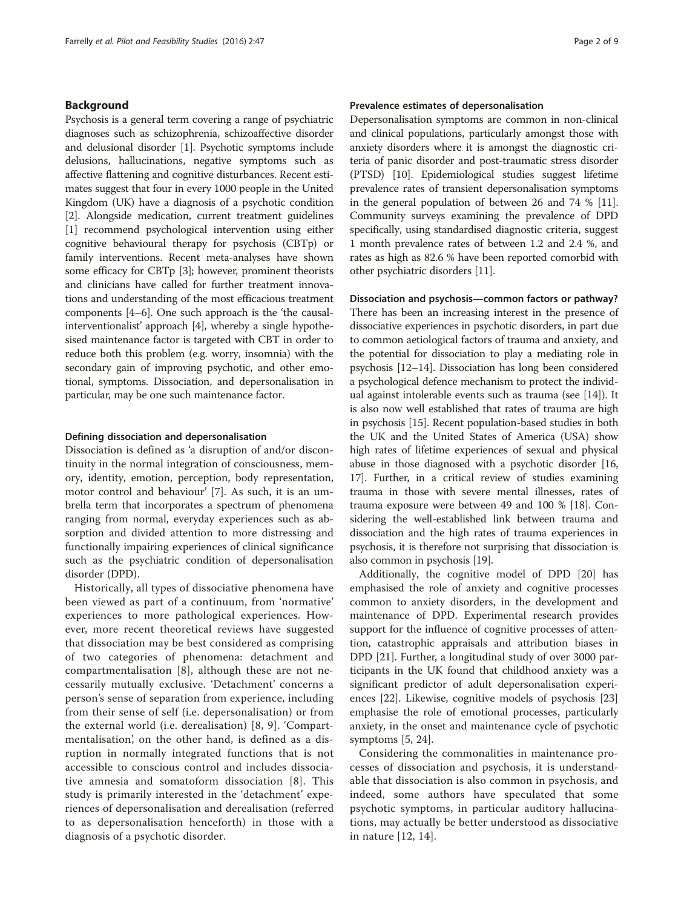## Background

Psychosis is a general term covering a range of psychiatric diagnoses such as schizophrenia, schizoaffective disorder and delusional disorder [1]. Psychotic symptoms include delusions, hallucinations, negative symptoms such as affective flattening and cognitive disturbances. Recent estimates suggest that four in every 1000 people in the United Kingdom (UK) have a diagnosis of a psychotic condition [2]. Alongside medication, current treatment guidelines [1] recommend psychological intervention using either cognitive behavioural therapy for psychosis (CBTp) or family interventions. Recent meta-analyses have shown some efficacy for CBTp [3]; however, prominent theorists and clinicians have called for further treatment innovations and understanding of the most efficacious treatment components [4–6]. One such approach is the 'the causal-interventionalist' approach [4], whereby a single hypothesised maintenance factor is targeted with CBT in order to reduce both this problem (e.g. worry, insomnia) with the secondary gain of improving psychotic, and other emotional, symptoms. Dissociation, and depersonalisation in particular, may be one such maintenance factor.

### Defining dissociation and depersonalisation

Dissociation is defined as 'a disruption of and/or discontinuity in the normal integration of consciousness, memory, identity, emotion, perception, body representation, motor control and behaviour' [7]. As such, it is an umbrella term that incorporates a spectrum of phenomena ranging from normal, everyday experiences such as absorption and divided attention to more distressing and functionally impairing experiences of clinical significance such as the psychiatric condition of depersonalisation disorder (DPD).

Historically, all types of dissociative phenomena have been viewed as part of a continuum, from 'normative' experiences to more pathological experiences. However, more recent theoretical reviews have suggested that dissociation may be best considered as comprising of two categories of phenomena: detachment and compartmentalisation [8], although these are not necessarily mutually exclusive. 'Detachment' concerns a person's sense of separation from experience, including from their sense of self (i.e. depersonalisation) or from the external world (i.e. derealisation) [8, 9]. 'Compartmentalisation', on the other hand, is defined as a disruption in normally integrated functions that is not accessible to conscious control and includes dissociative amnesia and somatoform dissociation [8]. This study is primarily interested in the 'detachment' experiences of depersonalisation and derealisation (referred to as depersonalisation henceforth) in those with a diagnosis of a psychotic disorder.

### Prevalence estimates of depersonalisation

Depersonalisation symptoms are common in non-clinical and clinical populations, particularly amongst those with anxiety disorders where it is amongst the diagnostic criteria of panic disorder and post-traumatic stress disorder (PTSD) [10]. Epidemiological studies suggest lifetime prevalence rates of transient depersonalisation symptoms in the general population of between 26 and 74 % [11]. Community surveys examining the prevalence of DPD specifically, using standardised diagnostic criteria, suggest 1 month prevalence rates of between 1.2 and 2.4 %, and rates as high as 82.6 % have been reported comorbid with other psychiatric disorders [11].

### Dissociation and psychosis—common factors or pathway?

There has been an increasing interest in the presence of dissociative experiences in psychotic disorders, in part due to common aetiological factors of trauma and anxiety, and the potential for dissociation to play a mediating role in psychosis [12–14]. Dissociation has long been considered a psychological defence mechanism to protect the individual against intolerable events such as trauma (see [14]). It is also now well established that rates of trauma are high in psychosis [15]. Recent population-based studies in both the UK and the United States of America (USA) show high rates of lifetime experiences of sexual and physical abuse in those diagnosed with a psychotic disorder [16, 17]. Further, in a critical review of studies examining trauma in those with severe mental illnesses, rates of trauma exposure were between 49 and 100 % [18]. Considering the well-established link between trauma and dissociation and the high rates of trauma experiences in psychosis, it is therefore not surprising that dissociation is also common in psychosis [19].

Additionally, the cognitive model of DPD [20] has emphasised the role of anxiety and cognitive processes common to anxiety disorders, in the development and maintenance of DPD. Experimental research provides support for the influence of cognitive processes of attention, catastrophic appraisals and attribution biases in DPD [21]. Further, a longitudinal study of over 3000 participants in the UK found that childhood anxiety was a significant predictor of adult depersonalisation experiences [22]. Likewise, cognitive models of psychosis [23] emphasise the role of emotional processes, particularly anxiety, in the onset and maintenance cycle of psychotic symptoms [5, 24].

Considering the commonalities in maintenance processes of dissociation and psychosis, it is understandable that dissociation is also common in psychosis, and indeed, some authors have speculated that some psychotic symptoms, in particular auditory hallucinations, may actually be better understood as dissociative in nature [12, 14].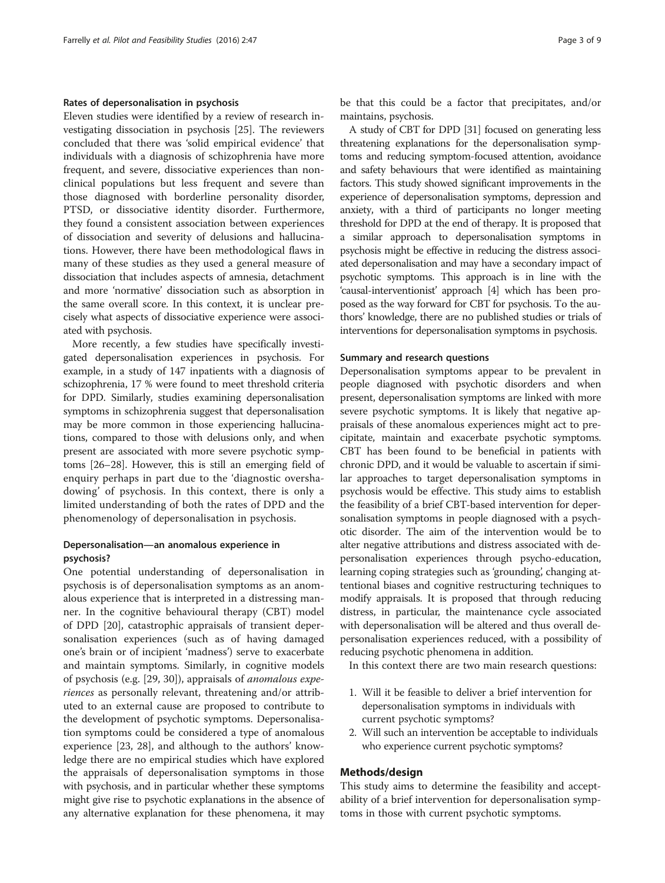### Rates of depersonalisation in psychosis

Eleven studies were identified by a review of research investigating dissociation in psychosis [25]. The reviewers concluded that there was 'solid empirical evidence' that individuals with a diagnosis of schizophrenia have more frequent, and severe, dissociative experiences than non-clinical populations but less frequent and severe than those diagnosed with borderline personality disorder, PTSD, or dissociative identity disorder. Furthermore, they found a consistent association between experiences of dissociation and severity of delusions and hallucinations. However, there have been methodological flaws in many of these studies as they used a general measure of dissociation that includes aspects of amnesia, detachment and more 'normative' dissociation such as absorption in the same overall score. In this context, it is unclear precisely what aspects of dissociative experience were associated with psychosis.

More recently, a few studies have specifically investigated depersonalisation experiences in psychosis. For example, in a study of 147 inpatients with a diagnosis of schizophrenia, 17 % were found to meet threshold criteria for DPD. Similarly, studies examining depersonalisation symptoms in schizophrenia suggest that depersonalisation may be more common in those experiencing hallucinations, compared to those with delusions only, and when present are associated with more severe psychotic symptoms [26–28]. However, this is still an emerging field of enquiry perhaps in part due to the 'diagnostic overshadowing' of psychosis. In this context, there is only a limited understanding of both the rates of DPD and the phenomenology of depersonalisation in psychosis.

### Depersonalisation—an anomalous experience in psychosis?

One potential understanding of depersonalisation in psychosis is of depersonalisation symptoms as an anomalous experience that is interpreted in a distressing manner. In the cognitive behavioural therapy (CBT) model of DPD [20], catastrophic appraisals of transient depersonalisation experiences (such as of having damaged one's brain or of incipient 'madness') serve to exacerbate and maintain symptoms. Similarly, in cognitive models of psychosis (e.g. [29, 30]), appraisals of *anomalous experiences* as personally relevant, threatening and/or attributed to an external cause are proposed to contribute to the development of psychotic symptoms. Depersonalisation symptoms could be considered a type of anomalous experience [23, 28], and although to the authors' knowledge there are no empirical studies which have explored the appraisals of depersonalisation symptoms in those with psychosis, and in particular whether these symptoms might give rise to psychotic explanations in the absence of any alternative explanation for these phenomena, it may be that this could be a factor that precipitates, and/or maintains, psychosis.

A study of CBT for DPD [31] focused on generating less threatening explanations for the depersonalisation symptoms and reducing symptom-focused attention, avoidance and safety behaviours that were identified as maintaining factors. This study showed significant improvements in the experience of depersonalisation symptoms, depression and anxiety, with a third of participants no longer meeting threshold for DPD at the end of therapy. It is proposed that a similar approach to depersonalisation symptoms in psychosis might be effective in reducing the distress associated depersonalisation and may have a secondary impact of psychotic symptoms. This approach is in line with the 'causal-interventionist' approach [4] which has been proposed as the way forward for CBT for psychosis. To the authors' knowledge, there are no published studies or trials of interventions for depersonalisation symptoms in psychosis.

### Summary and research questions

Depersonalisation symptoms appear to be prevalent in people diagnosed with psychotic disorders and when present, depersonalisation symptoms are linked with more severe psychotic symptoms. It is likely that negative appraisals of these anomalous experiences might act to precipitate, maintain and exacerbate psychotic symptoms. CBT has been found to be beneficial in patients with chronic DPD, and it would be valuable to ascertain if similar approaches to target depersonalisation symptoms in psychosis would be effective. This study aims to establish the feasibility of a brief CBT-based intervention for depersonalisation symptoms in people diagnosed with a psychotic disorder. The aim of the intervention would be to alter negative attributions and distress associated with depersonalisation experiences through psycho-education, learning coping strategies such as 'grounding', changing attentional biases and cognitive restructuring techniques to modify appraisals. It is proposed that through reducing distress, in particular, the maintenance cycle associated with depersonalisation will be altered and thus overall depersonalisation experiences reduced, with a possibility of reducing psychotic phenomena in addition.

In this context there are two main research questions:

1. Will it be feasible to deliver a brief intervention for depersonalisation symptoms in individuals with current psychotic symptoms?
2. Will such an intervention be acceptable to individuals who experience current psychotic symptoms?

## Methods/design

This study aims to determine the feasibility and acceptability of a brief intervention for depersonalisation symptoms in those with current psychotic symptoms.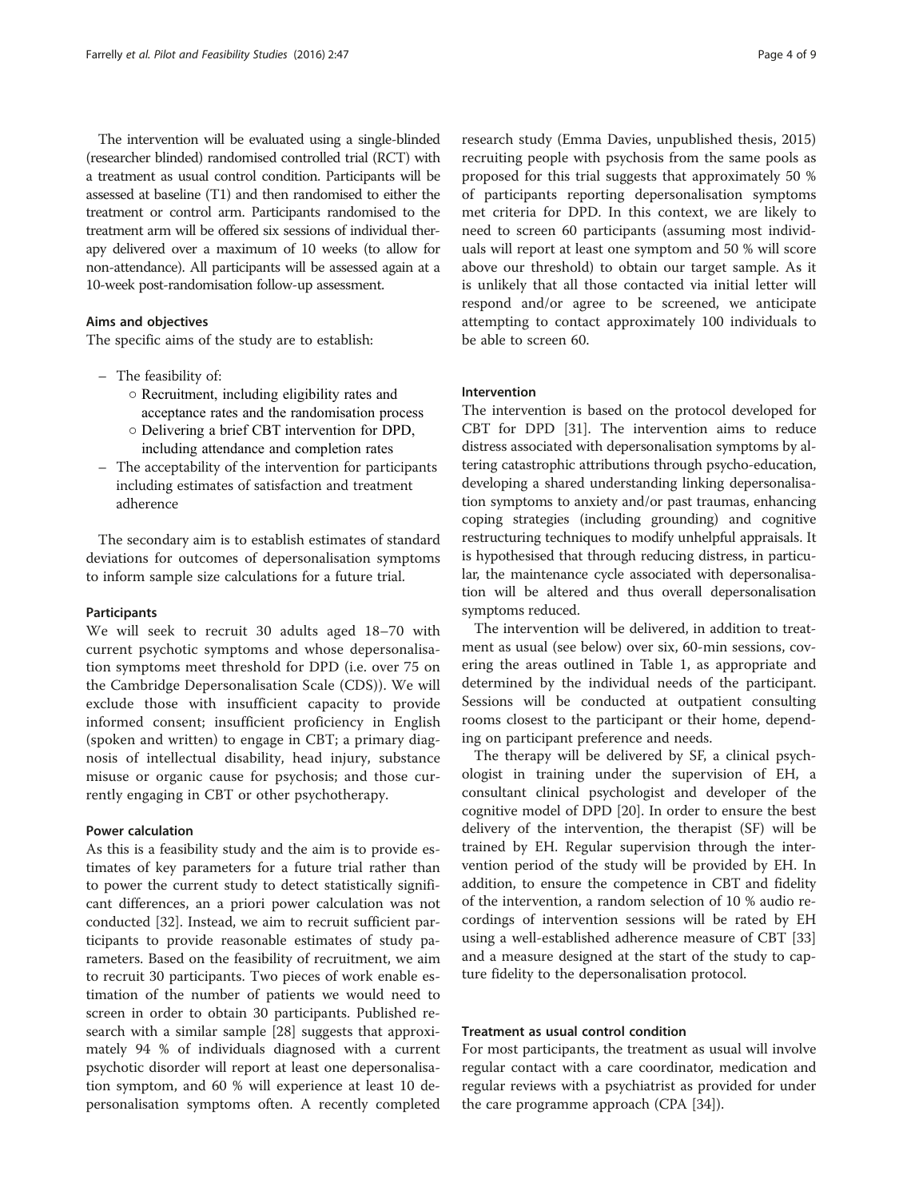The intervention will be evaluated using a single-blinded (researcher blinded) randomised controlled trial (RCT) with a treatment as usual control condition. Participants will be assessed at baseline (T1) and then randomised to either the treatment or control arm. Participants randomised to the treatment arm will be offered six sessions of individual therapy delivered over a maximum of 10 weeks (to allow for non-attendance). All participants will be assessed again at a 10-week post-randomisation follow-up assessment.

### Aims and objectives

The specific aims of the study are to establish:

- The feasibility of:
  - Recruitment, including eligibility rates and acceptance rates and the randomisation process
  - Delivering a brief CBT intervention for DPD, including attendance and completion rates
- The acceptability of the intervention for participants including estimates of satisfaction and treatment adherence

The secondary aim is to establish estimates of standard deviations for outcomes of depersonalisation symptoms to inform sample size calculations for a future trial.

### Participants

We will seek to recruit 30 adults aged 18–70 with current psychotic symptoms and whose depersonalisation symptoms meet threshold for DPD (i.e. over 75 on the Cambridge Depersonalisation Scale (CDS)). We will exclude those with insufficient capacity to provide informed consent; insufficient proficiency in English (spoken and written) to engage in CBT; a primary diagnosis of intellectual disability, head injury, substance misuse or organic cause for psychosis; and those currently engaging in CBT or other psychotherapy.

### Power calculation

As this is a feasibility study and the aim is to provide estimates of key parameters for a future trial rather than to power the current study to detect statistically significant differences, an a priori power calculation was not conducted [32]. Instead, we aim to recruit sufficient participants to provide reasonable estimates of study parameters. Based on the feasibility of recruitment, we aim to recruit 30 participants. Two pieces of work enable estimation of the number of patients we would need to screen in order to obtain 30 participants. Published research with a similar sample [28] suggests that approximately 94 % of individuals diagnosed with a current psychotic disorder will report at least one depersonalisation symptom, and 60 % will experience at least 10 depersonalisation symptoms often. A recently completed research study (Emma Davies, unpublished thesis, 2015) recruiting people with psychosis from the same pools as proposed for this trial suggests that approximately 50 % of participants reporting depersonalisation symptoms met criteria for DPD. In this context, we are likely to need to screen 60 participants (assuming most individuals will report at least one symptom and 50 % will score above our threshold) to obtain our target sample. As it is unlikely that all those contacted via initial letter will respond and/or agree to be screened, we anticipate attempting to contact approximately 100 individuals to be able to screen 60.

### Intervention

The intervention is based on the protocol developed for CBT for DPD [31]. The intervention aims to reduce distress associated with depersonalisation symptoms by altering catastrophic attributions through psycho-education, developing a shared understanding linking depersonalisation symptoms to anxiety and/or past traumas, enhancing coping strategies (including grounding) and cognitive restructuring techniques to modify unhelpful appraisals. It is hypothesised that through reducing distress, in particular, the maintenance cycle associated with depersonalisation will be altered and thus overall depersonalisation symptoms reduced.

The intervention will be delivered, in addition to treatment as usual (see below) over six, 60-min sessions, covering the areas outlined in Table 1, as appropriate and determined by the individual needs of the participant. Sessions will be conducted at outpatient consulting rooms closest to the participant or their home, depending on participant preference and needs.

The therapy will be delivered by SF, a clinical psychologist in training under the supervision of EH, a consultant clinical psychologist and developer of the cognitive model of DPD [20]. In order to ensure the best delivery of the intervention, the therapist (SF) will be trained by EH. Regular supervision through the intervention period of the study will be provided by EH. In addition, to ensure the competence in CBT and fidelity of the intervention, a random selection of 10 % audio recordings of intervention sessions will be rated by EH using a well-established adherence measure of CBT [33] and a measure designed at the start of the study to capture fidelity to the depersonalisation protocol.

### Treatment as usual control condition

For most participants, the treatment as usual will involve regular contact with a care coordinator, medication and regular reviews with a psychiatrist as provided for under the care programme approach (CPA [34]).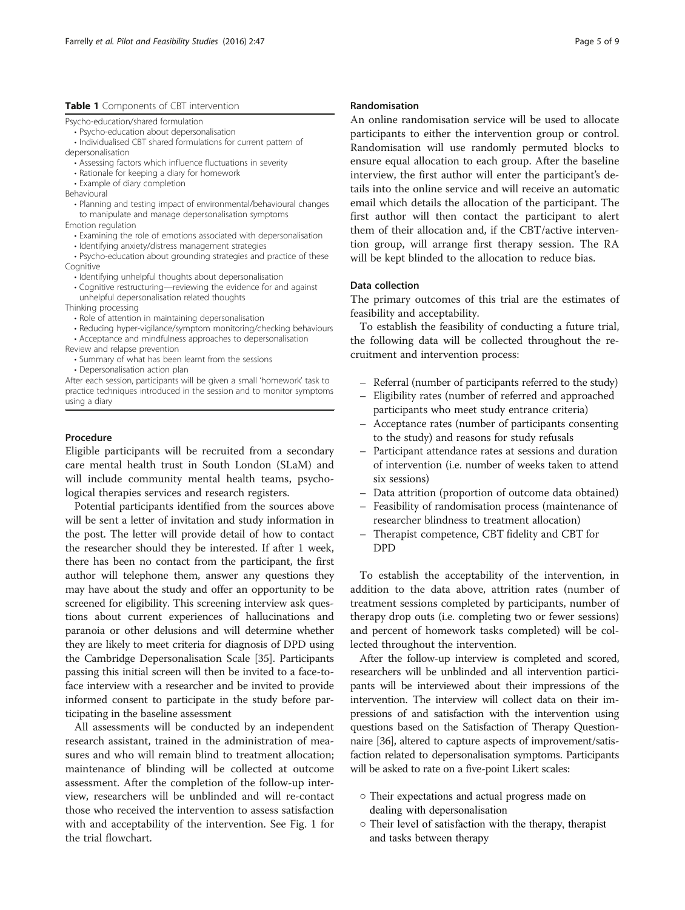**Table 1** Components of CBT intervention

| |
|---|
| Psycho-education/shared formulation |
| • Psycho-education about depersonalisation |
| • Individualised CBT shared formulations for current pattern of depersonalisation |
| • Assessing factors which influence fluctuations in severity |
| • Rationale for keeping a diary for homework |
| • Example of diary completion |
| Behavioural |
| • Planning and testing impact of environmental/behavioural changes to manipulate and manage depersonalisation symptoms |
| Emotion regulation |
| • Examining the role of emotions associated with depersonalisation |
| • Identifying anxiety/distress management strategies |
| • Psycho-education about grounding strategies and practice of these |
| Cognitive |
| • Identifying unhelpful thoughts about depersonalisation |
| • Cognitive restructuring—reviewing the evidence for and against unhelpful depersonalisation related thoughts |
| Thinking processing |
| • Role of attention in maintaining depersonalisation |
| • Reducing hyper-vigilance/symptom monitoring/checking behaviours |
| • Acceptance and mindfulness approaches to depersonalisation |
| Review and relapse prevention |
| • Summary of what has been learnt from the sessions |
| • Depersonalisation action plan |
| After each session, participants will be given a small 'homework' task to practice techniques introduced in the session and to monitor symptoms using a diary |

### Procedure

Eligible participants will be recruited from a secondary care mental health trust in South London (SLaM) and will include community mental health teams, psychological therapies services and research registers.

Potential participants identified from the sources above will be sent a letter of invitation and study information in the post. The letter will provide detail of how to contact the researcher should they be interested. If after 1 week, there has been no contact from the participant, the first author will telephone them, answer any questions they may have about the study and offer an opportunity to be screened for eligibility. This screening interview ask questions about current experiences of hallucinations and paranoia or other delusions and will determine whether they are likely to meet criteria for diagnosis of DPD using the Cambridge Depersonalisation Scale [35]. Participants passing this initial screen will then be invited to a face-to-face interview with a researcher and be invited to provide informed consent to participate in the study before participating in the baseline assessment

All assessments will be conducted by an independent research assistant, trained in the administration of measures and who will remain blind to treatment allocation; maintenance of blinding will be collected at outcome assessment. After the completion of the follow-up interview, researchers will be unblinded and will re-contact those who received the intervention to assess satisfaction with and acceptability of the intervention. See Fig. 1 for the trial flowchart.

### Randomisation

An online randomisation service will be used to allocate participants to either the intervention group or control. Randomisation will use randomly permuted blocks to ensure equal allocation to each group. After the baseline interview, the first author will enter the participant's details into the online service and will receive an automatic email which details the allocation of the participant. The first author will then contact the participant to alert them of their allocation and, if the CBT/active intervention group, will arrange first therapy session. The RA will be kept blinded to the allocation to reduce bias.

### Data collection

The primary outcomes of this trial are the estimates of feasibility and acceptability.

To establish the feasibility of conducting a future trial, the following data will be collected throughout the recruitment and intervention process:

- Referral (number of participants referred to the study)
- Eligibility rates (number of referred and approached participants who meet study entrance criteria)
- Acceptance rates (number of participants consenting to the study) and reasons for study refusals
- Participant attendance rates at sessions and duration of intervention (i.e. number of weeks taken to attend six sessions)
- Data attrition (proportion of outcome data obtained)
- Feasibility of randomisation process (maintenance of researcher blindness to treatment allocation)
- Therapist competence, CBT fidelity and CBT for DPD

To establish the acceptability of the intervention, in addition to the data above, attrition rates (number of treatment sessions completed by participants, number of therapy drop outs (i.e. completing two or fewer sessions) and percent of homework tasks completed) will be collected throughout the intervention.

After the follow-up interview is completed and scored, researchers will be unblinded and all intervention participants will be interviewed about their impressions of the intervention. The interview will collect data on their impressions of and satisfaction with the intervention using questions based on the Satisfaction of Therapy Questionnaire [36], altered to capture aspects of improvement/satisfaction related to depersonalisation symptoms. Participants will be asked to rate on a five-point Likert scales:

- Their expectations and actual progress made on dealing with depersonalisation
- Their level of satisfaction with the therapy, therapist and tasks between therapy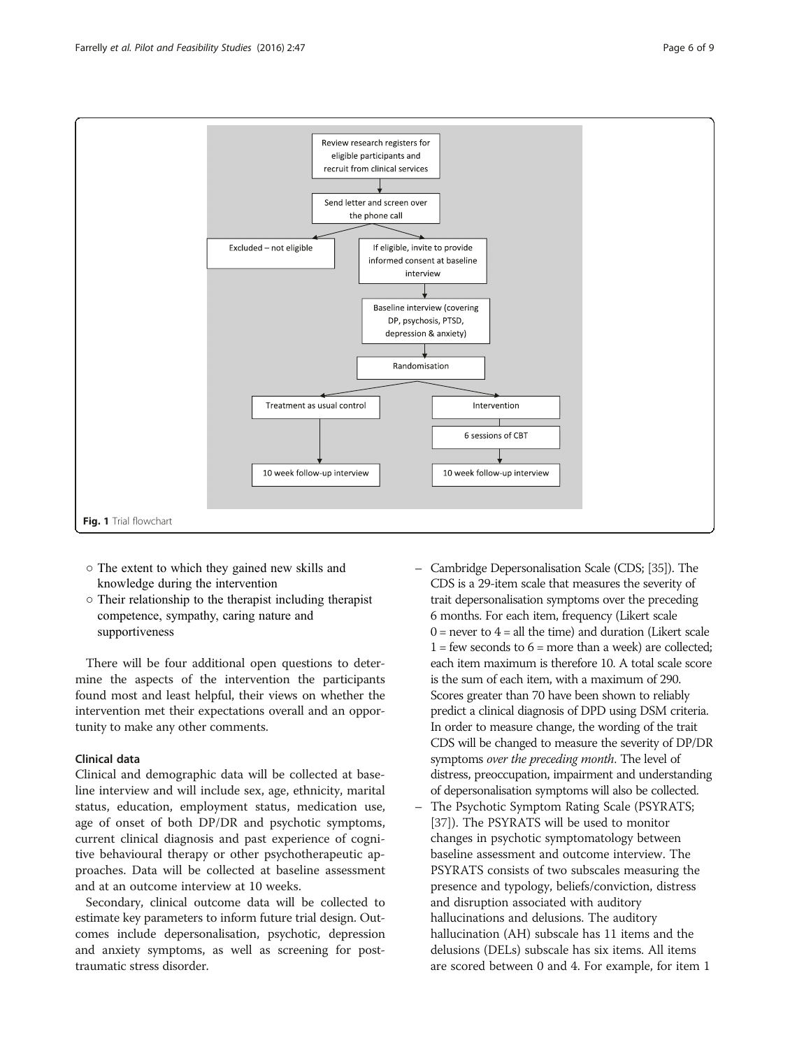Fig. 1 Trial flowchart

- ○ The extent to which they gained new skills and knowledge during the intervention
- ○ Their relationship to the therapist including therapist competence, sympathy, caring nature and supportiveness

There will be four additional open questions to determine the aspects of the intervention the participants found most and least helpful, their views on whether the intervention met their expectations overall and an opportunity to make any other comments.

### Clinical data

Clinical and demographic data will be collected at baseline interview and will include sex, age, ethnicity, marital status, education, employment status, medication use, age of onset of both DP/DR and psychotic symptoms, current clinical diagnosis and past experience of cognitive behavioural therapy or other psychotherapeutic approaches. Data will be collected at baseline assessment and at an outcome interview at 10 weeks.

Secondary, clinical outcome data will be collected to estimate key parameters to inform future trial design. Outcomes include depersonalisation, psychotic, depression and anxiety symptoms, as well as screening for post-traumatic stress disorder.

- Cambridge Depersonalisation Scale (CDS; [35]). The CDS is a 29-item scale that measures the severity of trait depersonalisation symptoms over the preceding 6 months. For each item, frequency (Likert scale 0 = never to 4 = all the time) and duration (Likert scale 1 = few seconds to 6 = more than a week) are collected; each item maximum is therefore 10. A total scale score is the sum of each item, with a maximum of 290. Scores greater than 70 have been shown to reliably predict a clinical diagnosis of DPD using DSM criteria. In order to measure change, the wording of the trait CDS will be changed to measure the severity of DP/DR symptoms *over the preceding month*. The level of distress, preoccupation, impairment and understanding of depersonalisation symptoms will also be collected.
- The Psychotic Symptom Rating Scale (PSYRATS; [37]). The PSYRATS will be used to monitor changes in psychotic symptomatology between baseline assessment and outcome interview. The PSYRATS consists of two subscales measuring the presence and typology, beliefs/conviction, distress and disruption associated with auditory hallucinations and delusions. The auditory hallucination (AH) subscale has 11 items and the delusions (DELs) subscale has six items. All items are scored between 0 and 4. For example, for item 1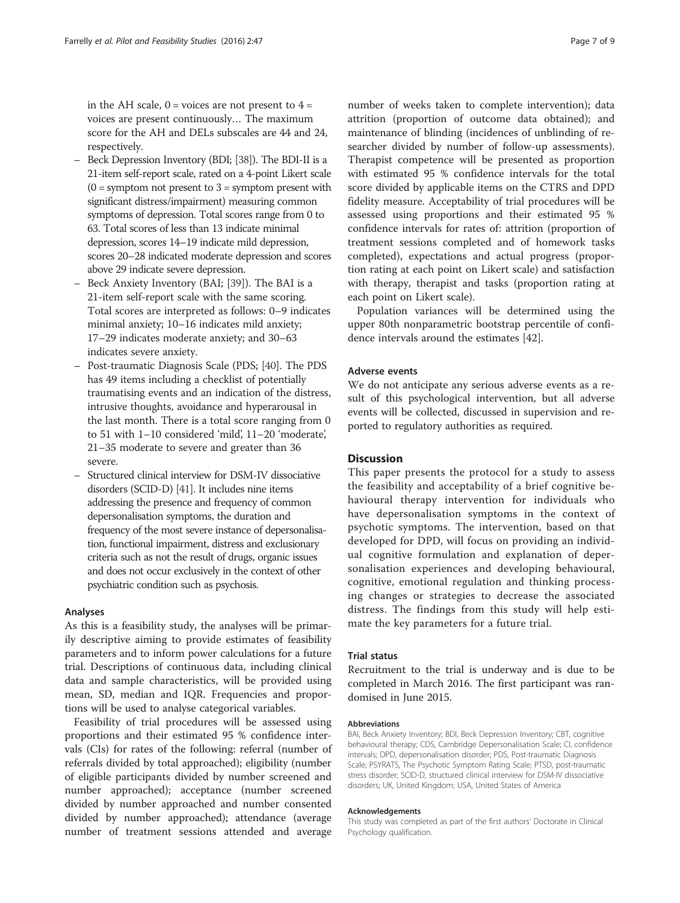in the AH scale, 0 = voices are not present to 4 = voices are present continuously… The maximum score for the AH and DELs subscales are 44 and 24, respectively.

- Beck Depression Inventory (BDI; [38]). The BDI-II is a 21-item self-report scale, rated on a 4-point Likert scale (0 = symptom not present to 3 = symptom present with significant distress/impairment) measuring common symptoms of depression. Total scores range from 0 to 63. Total scores of less than 13 indicate minimal depression, scores 14–19 indicate mild depression, scores 20–28 indicated moderate depression and scores above 29 indicate severe depression.
- Beck Anxiety Inventory (BAI; [39]). The BAI is a 21-item self-report scale with the same scoring. Total scores are interpreted as follows: 0–9 indicates minimal anxiety; 10–16 indicates mild anxiety; 17–29 indicates moderate anxiety; and 30–63 indicates severe anxiety.
- Post-traumatic Diagnosis Scale (PDS; [40]. The PDS has 49 items including a checklist of potentially traumatising events and an indication of the distress, intrusive thoughts, avoidance and hyperarousal in the last month. There is a total score ranging from 0 to 51 with 1–10 considered 'mild', 11–20 'moderate', 21–35 moderate to severe and greater than 36 severe.
- Structured clinical interview for DSM-IV dissociative disorders (SCID-D) [41]. It includes nine items addressing the presence and frequency of common depersonalisation symptoms, the duration and frequency of the most severe instance of depersonalisation, functional impairment, distress and exclusionary criteria such as not the result of drugs, organic issues and does not occur exclusively in the context of other psychiatric condition such as psychosis.

### Analyses

As this is a feasibility study, the analyses will be primarily descriptive aiming to provide estimates of feasibility parameters and to inform power calculations for a future trial. Descriptions of continuous data, including clinical data and sample characteristics, will be provided using mean, SD, median and IQR. Frequencies and proportions will be used to analyse categorical variables.

Feasibility of trial procedures will be assessed using proportions and their estimated 95 % confidence intervals (CIs) for rates of the following: referral (number of referrals divided by total approached); eligibility (number of eligible participants divided by number screened and number approached); acceptance (number screened divided by number approached and number consented divided by number approached); attendance (average number of treatment sessions attended and average number of weeks taken to complete intervention); data attrition (proportion of outcome data obtained); and maintenance of blinding (incidences of unblinding of researcher divided by number of follow-up assessments). Therapist competence will be presented as proportion with estimated 95 % confidence intervals for the total score divided by applicable items on the CTRS and DPD fidelity measure. Acceptability of trial procedures will be assessed using proportions and their estimated 95 % confidence intervals for rates of: attrition (proportion of treatment sessions completed and of homework tasks completed), expectations and actual progress (proportion rating at each point on Likert scale) and satisfaction with therapy, therapist and tasks (proportion rating at each point on Likert scale).

Population variances will be determined using the upper 80th nonparametric bootstrap percentile of confidence intervals around the estimates [42].

### Adverse events

We do not anticipate any serious adverse events as a result of this psychological intervention, but all adverse events will be collected, discussed in supervision and reported to regulatory authorities as required.

## Discussion

This paper presents the protocol for a study to assess the feasibility and acceptability of a brief cognitive behavioural therapy intervention for individuals who have depersonalisation symptoms in the context of psychotic symptoms. The intervention, based on that developed for DPD, will focus on providing an individual cognitive formulation and explanation of depersonalisation experiences and developing behavioural, cognitive, emotional regulation and thinking processing changes or strategies to decrease the associated distress. The findings from this study will help estimate the key parameters for a future trial.

### Trial status

Recruitment to the trial is underway and is due to be completed in March 2016. The first participant was randomised in June 2015.

#### Abbreviations

BAI, Beck Anxiety Inventory; BDI, Beck Depression Inventory; CBT, cognitive behavioural therapy; CDS, Cambridge Depersonalisation Scale; CI, confidence intervals; DPD, depersonalisation disorder; PDS, Post-traumatic Diagnosis Scale; PSYRATS, The Psychotic Symptom Rating Scale; PTSD, post-traumatic stress disorder; SCID-D, structured clinical interview for DSM-IV dissociative disorders; UK, United Kingdom; USA, United States of America

#### Acknowledgements

This study was completed as part of the first authors' Doctorate in Clinical Psychology qualification.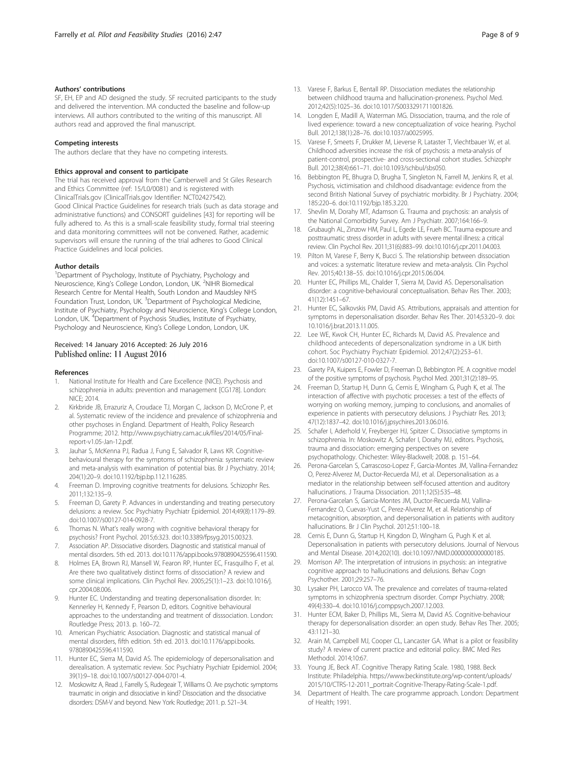#### Authors' contributions

SF, EH, EP and AD designed the study. SF recruited participants to the study and delivered the intervention. MA conducted the baseline and follow-up interviews. All authors contributed to the writing of this manuscript. All authors read and approved the final manuscript.

#### Competing interests

The authors declare that they have no competing interests.

#### Ethics approval and consent to participate

The trial has received approval from the Camberwell and St Giles Research and Ethics Committee (ref: 15/L0/0081) and is registered with ClinicalTrials.gov (ClinicalTrials.gov Identifier: NCT02427542).
Good Clinical Practice Guidelines for research trials (such as data storage and administrative functions) and CONSORT guidelines [43] for reporting will be fully adhered to. As this is a small-scale feasibility study, formal trial steering and data monitoring committees will not be convened. Rather, academic supervisors will ensure the running of the trial adheres to Good Clinical Practice Guidelines and local policies.

#### Author details

[1]Department of Psychology, Institute of Psychiatry, Psychology and Neuroscience, King's College London, London, UK. [2]NIHR Biomedical Research Centre for Mental Health, South London and Maudsley NHS Foundation Trust, London, UK. [3]Department of Psychological Medicine, Institute of Psychiatry, Psychology and Neuroscience, King's College London, London, UK. [4]Department of Psychosis Studies, Institute of Psychiatry, Psychology and Neuroscience, King's College London, London, UK.

Received: 14 January 2016 Accepted: 26 July 2016
Published online: 11 August 2016

#### References

1. National Institute for Health and Care Excellence (NICE). Psychosis and schizophrenia in adults: prevention and management [CG178]. London: NICE; 2014.
2. Kirkbride JB, Errazuriz A, Croudace TJ, Morgan C, Jackson D, McCrone P, et al. Systematic review of the incidence and prevalence of schizophrenia and other psychoses in England. Department of Health, Policy Research Programme; 2012. http://www.psychiatry.cam.ac.uk/files/2014/05/Final-report-v1.05-Jan-12.pdf.
3. Jauhar S, McKenna PJ, Radua J, Fung E, Salvador R, Laws KR. Cognitive-behavioural therapy for the symptoms of schizophrenia: systematic review and meta-analysis with examination of potential bias. Br J Psychiatry. 2014; 204(1):20–9. doi:10.1192/bjp.bp.112.116285.
4. Freeman D. Improving cognitive treatments for delusions. Schizophr Res. 2011;132:135–9.
5. Freeman D, Garety P. Advances in understanding and treating persecutory delusions: a review. Soc Psychiatry Psychiatr Epidemiol. 2014;49(8):1179–89. doi:10.1007/s00127-014-0928-7.
6. Thomas N. What's really wrong with cognitive behavioral therapy for psychosis? Front Psychol. 2015;6:323. doi:10.3389/fpsyg.2015.00323.
7. Association AP. Dissociative disorders. Diagnostic and statistical manual of mental disorders. 5th ed. 2013. doi:10.1176/appi.books.9780890425596.411590.
8. Holmes EA, Brown RJ, Mansell W, Fearon RP, Hunter EC, Frasquilho F, et al. Are there two qualitatively distinct forms of dissociation? A review and some clinical implications. Clin Psychol Rev. 2005;25(1):1–23. doi:10.1016/j.cpr.2004.08.006.
9. Hunter EC. Understanding and treating depersonalisation disorder. In: Kennerley H, Kennedy F, Pearson D, editors. Cognitive behavioural approaches to the understanding and treatment of disssociation. London: Routledge Press; 2013. p. 160–72.
10. American Psychiatric Association. Diagnostic and statistical manual of mental disorders, fifth edition. 5th ed. 2013. doi:10.1176/appi.books.9780890425596.411590.
11. Hunter EC, Sierra M, David AS. The epidemiology of depersonalisation and derealisation. A systematic review. Soc Psychiatry Psychiatr Epidemiol. 2004; 39(1):9–18. doi:10.1007/s00127-004-0701-4.
12. Moskowitz A, Read J, Farrelly S, Rudegeair T, Williams O. Are psychotic symptoms traumatic in origin and dissociative in kind? Dissociation and the dissociative disorders: DSM-V and beyond. New York: Routledge; 2011. p. 521–34.
13. Varese F, Barkus E, Bentall RP. Dissociation mediates the relationship between childhood trauma and hallucination-proneness. Psychol Med. 2012;42(5):1025–36. doi:10.1017/S0033291711001826.
14. Longden E, Madill A, Waterman MG. Dissociation, trauma, and the role of lived experience: toward a new conceptualization of voice hearing. Psychol Bull. 2012;138(1):28–76. doi:10.1037/a0025995.
15. Varese F, Smeets F, Drukker M, Lieverse R, Lataster T, Viechtbauer W, et al. Childhood adversities increase the risk of psychosis: a meta-analysis of patient-control, prospective- and cross-sectional cohort studies. Schizophr Bull. 2012;38(4):661–71. doi:10.1093/schbul/sbs050.
16. Bebbington PE, Bhugra D, Brugha T, Singleton N, Farrell M, Jenkins R, et al. Psychosis, victimisation and childhood disadvantage: evidence from the second British National Survey of psychiatric morbidity. Br J Psychiatry. 2004; 185:220–6. doi:10.1192/bjp.185.3.220.
17. Shevlin M, Dorahy MT, Adamson G. Trauma and psychosis: an analysis of the National Comorbidity Survey. Am J Psychiatr. 2007;164:166–9.
18. Grubaugh AL, Zinzow HM, Paul L, Egede LE, Frueh BC. Trauma exposure and posttraumatic stress disorder in adults with severe mental illness: a critical review. Clin Psychol Rev. 2011;31(6):883–99. doi:10.1016/j.cpr.2011.04.003.
19. Pilton M, Varese F, Berry K, Bucci S. The relationship between dissociation and voices: a systematic literature review and meta-analysis. Clin Psychol Rev. 2015;40:138–55. doi:10.1016/j.cpr.2015.06.004.
20. Hunter EC, Phillips ML, Chalder T, Sierra M, David AS. Depersonalisation disorder: a cognitive-behavioural conceptualisation. Behav Res Ther. 2003; 41(12):1451–67.
21. Hunter EC, Salkovskis PM, David AS. Attributions, appraisals and attention for symptoms in depersonalisation disorder. Behav Res Ther. 2014;53:20–9. doi: 10.1016/j.brat.2013.11.005.
22. Lee WE, Kwok CH, Hunter EC, Richards M, David AS. Prevalence and childhood antecedents of depersonalization syndrome in a UK birth cohort. Soc Psychiatry Psychiatr Epidemiol. 2012;47(2):253–61. doi:10.1007/s00127-010-0327-7.
23. Garety PA, Kuipers E, Fowler D, Freeman D, Bebbington PE. A cognitive model of the positive symptoms of psychosis. Psychol Med. 2001;31(2):189–95.
24. Freeman D, Startup H, Dunn G, Cernis E, Wingham G, Pugh K, et al. The interaction of affective with psychotic processes: a test of the effects of worrying on working memory, jumping to conclusions, and anomalies of experience in patients with persecutory delusions. J Psychiatr Res. 2013; 47(12):1837–42. doi:10.1016/j.jpsychires.2013.06.016.
25. Schafer I, Aderhold V, Freyberger HJ, Spitzer C. Dissociative symptoms in schizophrenia. In: Moskowitz A, Schafer I, Dorahy MJ, editors. Psychosis, trauma and dissociation: emerging perspectives on severe psychopathology. Chichester: Wiley-Blackwell; 2008. p. 151–64.
26. Perona-Garcelan S, Carrascoso-Lopez F, Garcia-Montes JM, Vallina-Fernandez O, Perez-Alverez M, Ductor-Recuerda MJ, et al. Depersonalisation as a mediator in the relationship between self-focused attention and auditory hallucinations. J Trauma Dissociation. 2011;12(5):535–48.
27. Perona-Garcelan S, Garcia-Montes JM, Ductor-Recuerda MJ, Vallina-Fernandez O, Cuevas-Yust C, Perez-Alverez M, et al. Relationship of metacognition, absorption, and depersonalisation in patients with auditory hallucinations. Br J Clin Psychol. 2012;51:100–18.
28. Cernis E, Dunn G, Startup H, Kingdon D, Wingham G, Pugh K et al. Depersonalisation in patients with persecutory delusions. Journal of Nervous and Mental Disease. 2014;202(10). doi:10.1097/NMD.0000000000000185.
29. Morrison AP. The interpretation of intrusions in psychosis: an integrative cognitive approach to hallucinations and delusions. Behav Cogn Psychother. 2001;29:257–76.
30. Lysaker PH, Larocco VA. The prevalence and correlates of trauma-related symptoms in schizophrenia spectrum disorder. Compr Psychiatry. 2008; 49(4):330–4. doi:10.1016/j.comppsych.2007.12.003.
31. Hunter ECM, Baker D, Phillips ML, Sierra M, David AS. Cognitive-behaviour therapy for depersonalisation disorder: an open study. Behav Res Ther. 2005; 43:1121–30.
32. Arain M, Campbell MJ, Cooper CL, Lancaster GA. What is a pilot or feasibility study? A review of current practice and editorial policy. BMC Med Res Methodol. 2014;10:67.
33. Young JE, Beck AT. Cognitive Therapy Rating Scale. 1980, 1988. Beck Institute: Philadelphia. https://www.beckinstitute.org/wp-content/uploads/2015/10/CTRS-12-2011_portrait-Cognitive-Therapy-Rating-Scale-1.pdf.
34. Department of Health. The care programme approach. London: Department of Health; 1991.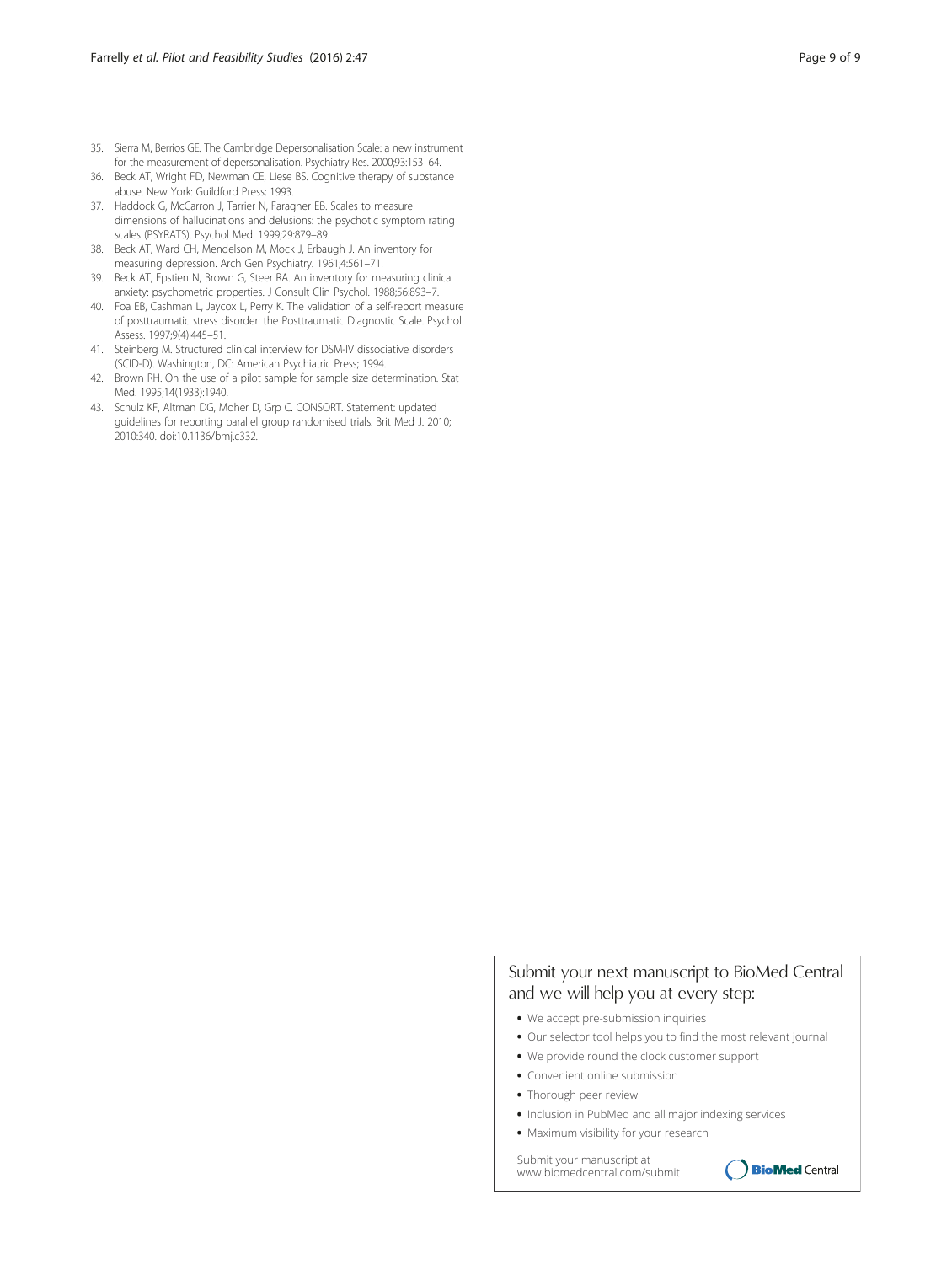35. Sierra M, Berrios GE. The Cambridge Depersonalisation Scale: a new instrument for the measurement of depersonalisation. Psychiatry Res. 2000;93:153–64.
36. Beck AT, Wright FD, Newman CE, Liese BS. Cognitive therapy of substance abuse. New York: Guildford Press; 1993.
37. Haddock G, McCarron J, Tarrier N, Faragher EB. Scales to measure dimensions of hallucinations and delusions: the psychotic symptom rating scales (PSYRATS). Psychol Med. 1999;29:879–89.
38. Beck AT, Ward CH, Mendelson M, Mock J, Erbaugh J. An inventory for measuring depression. Arch Gen Psychiatry. 1961;4:561–71.
39. Beck AT, Epstien N, Brown G, Steer RA. An inventory for measuring clinical anxiety: psychometric properties. J Consult Clin Psychol. 1988;56:893–7.
40. Foa EB, Cashman L, Jaycox L, Perry K. The validation of a self-report measure of posttraumatic stress disorder: the Posttraumatic Diagnostic Scale. Psychol Assess. 1997;9(4):445–51.
41. Steinberg M. Structured clinical interview for DSM-IV dissociative disorders (SCID-D). Washington, DC: American Psychiatric Press; 1994.
42. Brown RH. On the use of a pilot sample for sample size determination. Stat Med. 1995;14(1933):1940.
43. Schulz KF, Altman DG, Moher D, Grp C. CONSORT. Statement: updated guidelines for reporting parallel group randomised trials. Brit Med J. 2010; 2010:340. doi:10.1136/bmj.c332.

Submit your next manuscript to BioMed Central and we will help you at every step:

- We accept pre-submission inquiries
- Our selector tool helps you to find the most relevant journal
- We provide round the clock customer support
- Convenient online submission
- Thorough peer review
- Inclusion in PubMed and all major indexing services
- Maximum visibility for your research

Submit your manuscript at
www.biomedcentral.com/submit

BioMed Central